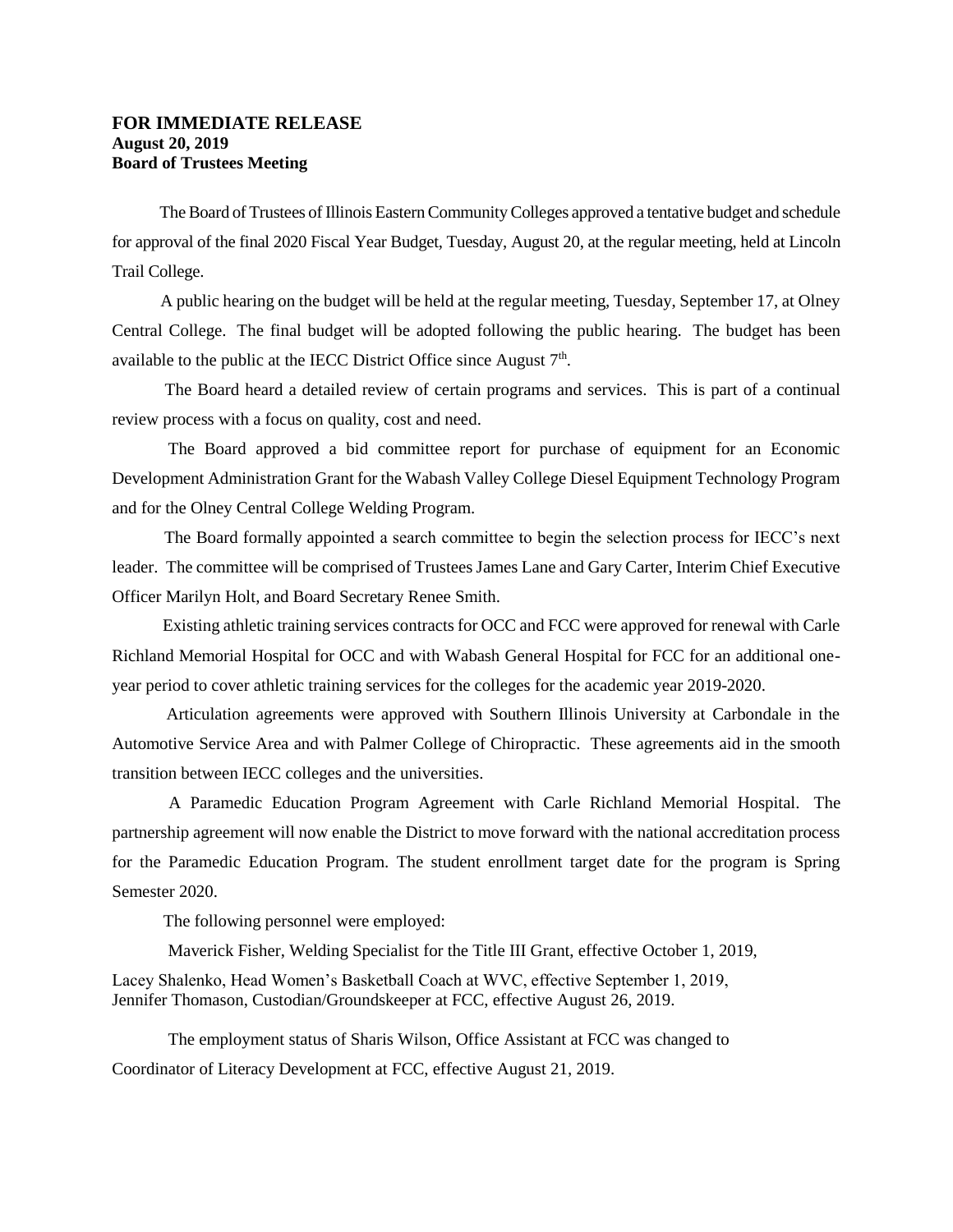**FOR IMMEDIATE RELEASE**
**August 20, 2019**
**Board of Trustees Meeting**

The Board of Trustees of Illinois Eastern Community Colleges approved a tentative budget and schedule for approval of the final 2020 Fiscal Year Budget, Tuesday, August 20, at the regular meeting, held at Lincoln Trail College.

A public hearing on the budget will be held at the regular meeting, Tuesday, September 17, at Olney Central College. The final budget will be adopted following the public hearing. The budget has been available to the public at the IECC District Office since August 7th.

The Board heard a detailed review of certain programs and services. This is part of a continual review process with a focus on quality, cost and need.

The Board approved a bid committee report for purchase of equipment for an Economic Development Administration Grant for the Wabash Valley College Diesel Equipment Technology Program and for the Olney Central College Welding Program.

The Board formally appointed a search committee to begin the selection process for IECC's next leader. The committee will be comprised of Trustees James Lane and Gary Carter, Interim Chief Executive Officer Marilyn Holt, and Board Secretary Renee Smith.

Existing athletic training services contracts for OCC and FCC were approved for renewal with Carle Richland Memorial Hospital for OCC and with Wabash General Hospital for FCC for an additional one-year period to cover athletic training services for the colleges for the academic year 2019-2020.

Articulation agreements were approved with Southern Illinois University at Carbondale in the Automotive Service Area and with Palmer College of Chiropractic. These agreements aid in the smooth transition between IECC colleges and the universities.

A Paramedic Education Program Agreement with Carle Richland Memorial Hospital. The partnership agreement will now enable the District to move forward with the national accreditation process for the Paramedic Education Program. The student enrollment target date for the program is Spring Semester 2020.

The following personnel were employed:

Maverick Fisher, Welding Specialist for the Title III Grant, effective October 1, 2019,
Lacey Shalenko, Head Women's Basketball Coach at WVC, effective September 1, 2019,
Jennifer Thomason, Custodian/Groundskeeper at FCC, effective August 26, 2019.

The employment status of Sharis Wilson, Office Assistant at FCC was changed to Coordinator of Literacy Development at FCC, effective August 21, 2019.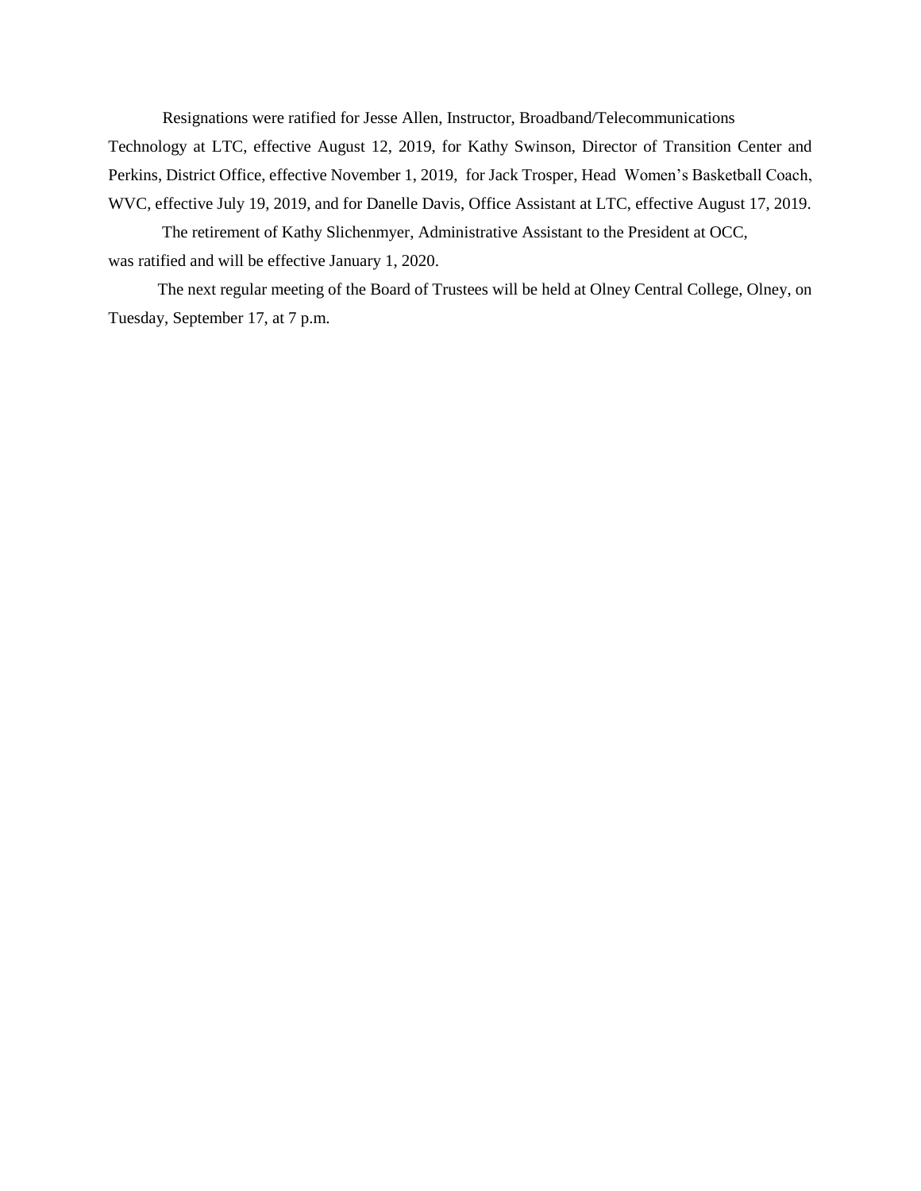Resignations were ratified for Jesse Allen, Instructor, Broadband/Telecommunications Technology at LTC, effective August 12, 2019, for Kathy Swinson, Director of Transition Center and Perkins, District Office, effective November 1, 2019, for Jack Trosper, Head Women's Basketball Coach, WVC, effective July 19, 2019, and for Danelle Davis, Office Assistant at LTC, effective August 17, 2019.

The retirement of Kathy Slichenmyer, Administrative Assistant to the President at OCC, was ratified and will be effective January 1, 2020.

The next regular meeting of the Board of Trustees will be held at Olney Central College, Olney, on Tuesday, September 17, at 7 p.m.